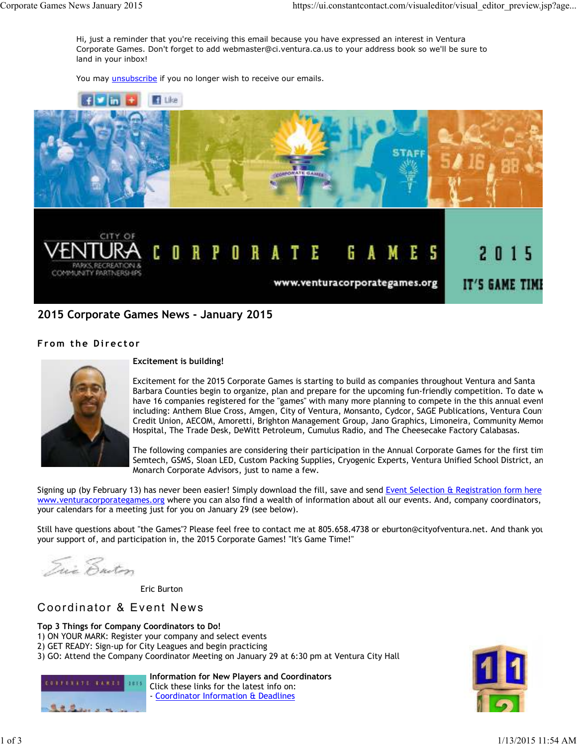Hi, just a reminder that you're receiving this email because you have expressed an interest in Ventura Corporate Games. Don't forget to add webmaster@ci.ventura.ca.us to your address book so we'll be sure to land in your inbox!

You may unsubscribe if you no longer wish to receive our emails.

CITY OF VENTURA PARKS, RECREATION & COMMUNITY PARTNERSHIPS

CORPORATE GAMES 2015

www.venturacorporategames.org

IT'S GAME TIME

# 2015 Corporate Games News - January 2015

## From the Director

**Excitement is building!**

Excitement for the 2015 Corporate Games is starting to build as companies throughout Ventura and Santa Barbara Counties begin to organize, plan and prepare for the upcoming fun-friendly competition. To date w have 16 companies registered for the "games" with many more planning to compete in the this annual event including: Anthem Blue Cross, Amgen, City of Ventura, Monsanto, Cydcor, SAGE Publications, Ventura Coun Credit Union, AECOM, Amoretti, Brighton Management Group, Jano Graphics, Limoneira, Community Memo Hospital, The Trade Desk, DeWitt Petroleum, Cumulus Radio, and The Cheesecake Factory Calabasas.

The following companies are considering their participation in the Annual Corporate Games for the first tim Semtech, GSMS, Sloan LED, Custom Packing Supplies, Cryogenic Experts, Ventura Unified School District, an Monarch Corporate Advisors, just to name a few.

Signing up (by February 13) has never been easier! Simply download the fill, save and send Event Selection & Registration form here www.venturacorporategames.org where you can also find a wealth of information about all our events. And, company coordinators, your calendars for a meeting just for you on January 29 (see below).

Still have questions about "the Games"? Please feel free to contact me at 805.658.4738 or eburton@cityofventura.net. And thank you your support of, and participation in, the 2015 Corporate Games! "It's Game Time!"

Eric Burton

## Coordinator & Event News

**Top 3 Things for Company Coordinators to Do!**

1) ON YOUR MARK: Register your company and select events
2) GET READY: Sign-up for City Leagues and begin practicing
3) GO: Attend the Company Coordinator Meeting on January 29 at 6:30 pm at Ventura City Hall

**Information for New Players and Coordinators**

Click these links for the latest info on:

- Coordinator Information & Deadlines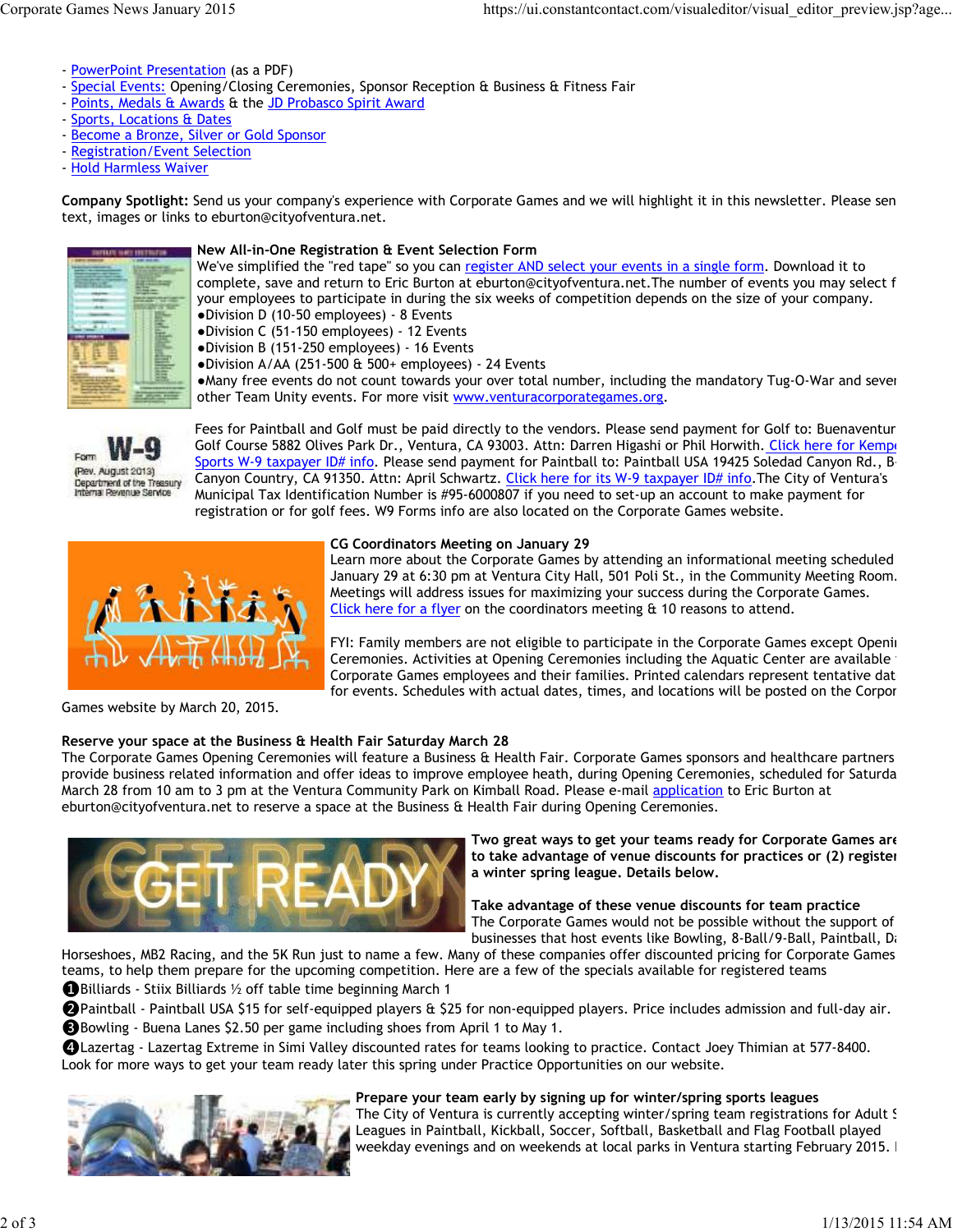- PowerPoint Presentation (as a PDF)
- Special Events: Opening/Closing Ceremonies, Sponsor Reception & Business & Fitness Fair
- Points, Medals & Awards & the JD Probasco Spirit Award
- Sports, Locations & Dates
- Become a Bronze, Silver or Gold Sponsor
- Registration/Event Selection
- Hold Harmless Waiver

**Company Spotlight:** Send us your company's experience with Corporate Games and we will highlight it in this newsletter. Please sen text, images or links to eburton@cityofventura.net.

**New All-in-One Registration & Event Selection Form**
We've simplified the "red tape" so you can register AND select your events in a single form. Download it to complete, save and return to Eric Burton at eburton@cityofventura.net.The number of events you may select f your employees to participate in during the six weeks of competition depends on the size of your company.
- Division D (10-50 employees) - 8 Events
- Division C (51-150 employees) - 12 Events
- Division B (151-250 employees) - 16 Events
- Division A/AA (251-500 & 500+ employees) - 24 Events
- Many free events do not count towards your over total number, including the mandatory Tug-O-War and sever other Team Unity events. For more visit www.venturacorporategames.org.

Fees for Paintball and Golf must be paid directly to the vendors. Please send payment for Golf to: Buenaventur Golf Course 5882 Olives Park Dr., Ventura, CA 93003. Attn: Darren Higashi or Phil Horwith. Click here for Kempe Sports W-9 taxpayer ID# info. Please send payment for Paintball to: Paintball USA 19425 Soledad Canyon Rd., B Canyon Country, CA 91350. Attn: April Schwartz. Click here for its W-9 taxpayer ID# info.The City of Ventura's Municipal Tax Identification Number is #95-6000807 if you need to set-up an account to make payment for registration or for golf fees. W9 Forms info are also located on the Corporate Games website.

**CG Coordinators Meeting on January 29**
Learn more about the Corporate Games by attending an informational meeting scheduled January 29 at 6:30 pm at Ventura City Hall, 501 Poli St., in the Community Meeting Room. Meetings will address issues for maximizing your success during the Corporate Games. Click here for a flyer on the coordinators meeting & 10 reasons to attend.

FYI: Family members are not eligible to participate in the Corporate Games except Openi Ceremonies. Activities at Opening Ceremonies including the Aquatic Center are available Corporate Games employees and their families. Printed calendars represent tentative dat for events. Schedules with actual dates, times, and locations will be posted on the Corpor Games website by March 20, 2015.

**Reserve your space at the Business & Health Fair Saturday March 28**
The Corporate Games Opening Ceremonies will feature a Business & Health Fair. Corporate Games sponsors and healthcare partners provide business related information and offer ideas to improve employee heath, during Opening Ceremonies, scheduled for Saturda March 28 from 10 am to 3 pm at the Ventura Community Park on Kimball Road. Please e-mail application to Eric Burton at eburton@cityofventura.net to reserve a space at the Business & Health Fair during Opening Ceremonies.

**Two great ways to get your teams ready for Corporate Games are to take advantage of venue discounts for practices or (2) register a winter spring league. Details below.**

**Take advantage of these venue discounts for team practice**
The Corporate Games would not be possible without the support of businesses that host events like Bowling, 8-Ball/9-Ball, Paintball, Da Horseshoes, MB2 Racing, and the 5K Run just to name a few. Many of these companies offer discounted pricing for Corporate Games teams, to help them prepare for the upcoming competition. Here are a few of the specials available for registered teams

1. Billiards - Stiix Billiards ½ off table time beginning March 1
2. Paintball - Paintball USA $15 for self-equipped players & $25 for non-equipped players. Price includes admission and full-day air.
3. Bowling - Buena Lanes $2.50 per game including shoes from April 1 to May 1.
4. Lazertag - Lazertag Extreme in Simi Valley discounted rates for teams looking to practice. Contact Joey Thimian at 577-8400.

Look for more ways to get your team ready later this spring under Practice Opportunities on our website.

**Prepare your team early by signing up for winter/spring sports leagues**
The City of Ventura is currently accepting winter/spring team registrations for Adult S Leagues in Paintball, Kickball, Soccer, Softball, Basketball and Flag Football played weekday evenings and on weekends at local parks in Ventura starting February 2015.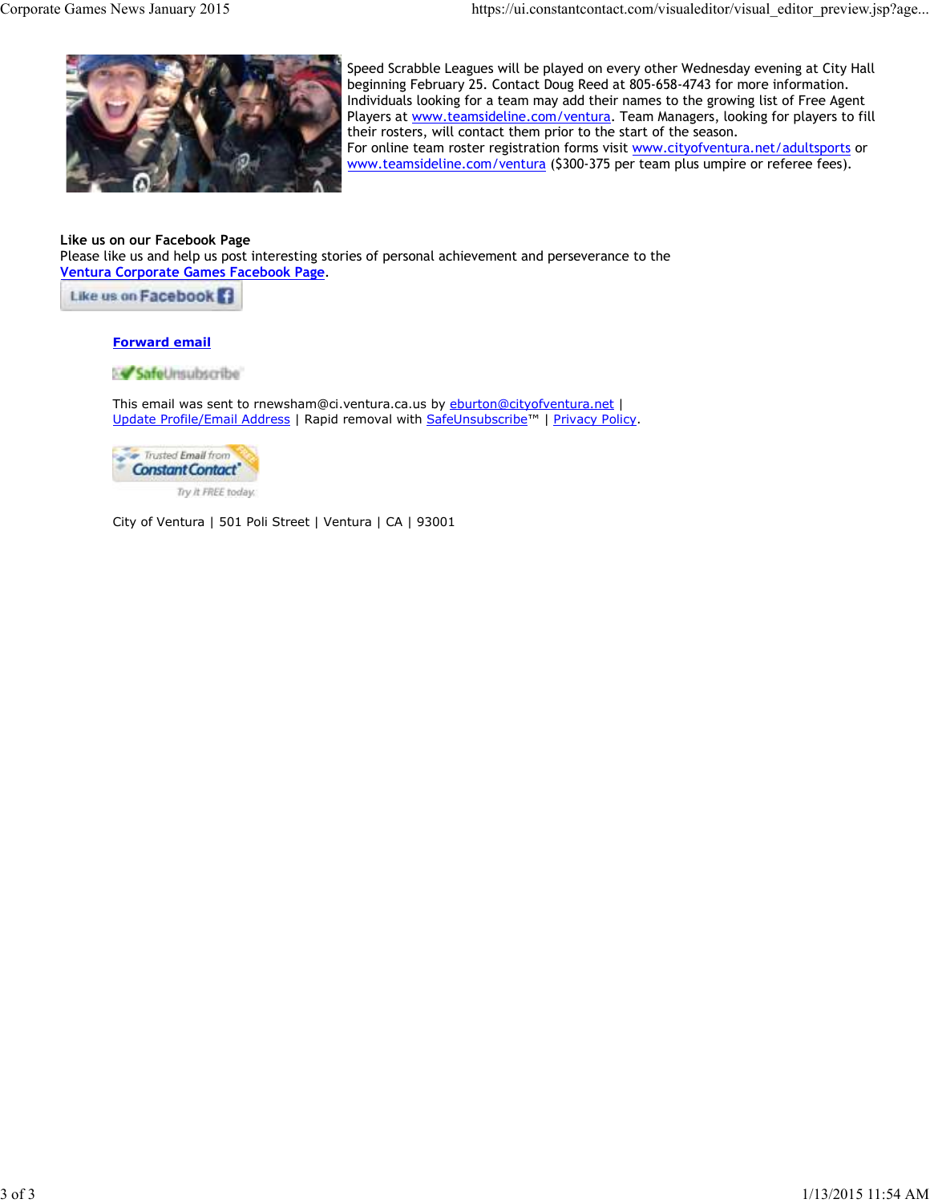Speed Scrabble Leagues will be played on every other Wednesday evening at City Hall beginning February 25. Contact Doug Reed at 805-658-4743 for more information. Individuals looking for a team may add their names to the growing list of Free Agent Players at www.teamsideline.com/ventura. Team Managers, looking for players to fill their rosters, will contact them prior to the start of the season.
For online team roster registration forms visit www.cityofventura.net/adultsports or www.teamsideline.com/ventura ($300-375 per team plus umpire or referee fees).

**Like us on our Facebook Page**
Please like us and help us post interesting stories of personal achievement and perseverance to the **Ventura Corporate Games Facebook Page**.

Like us on Facebook

**Forward email**

SafeUnsubscribe

This email was sent to rnewsham@ci.ventura.ca.us by eburton@cityofventura.net | Update Profile/Email Address | Rapid removal with SafeUnsubscribe™ | Privacy Policy.

Trusted Email from Constant Contact
Try it FREE today.

City of Ventura | 501 Poli Street | Ventura | CA | 93001